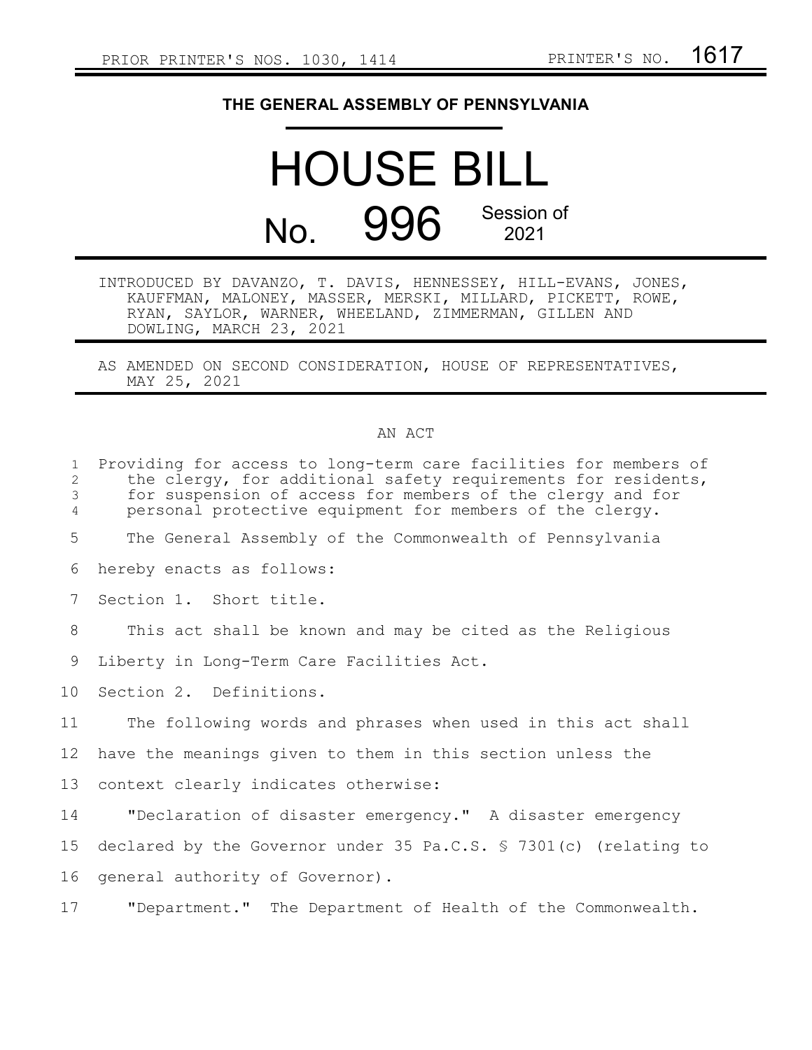PRIOR PRINTER'S NOS. 1030, 1414 PRINTER'S NO. 1617

**THE GENERAL ASSEMBLY OF PENNSYLVANIA**

# HOUSE BILL

## No. 996 Session of 2021

INTRODUCED BY DAVANZO, T. DAVIS, HENNESSEY, HILL-EVANS, JONES, KAUFFMAN, MALONEY, MASSER, MERSKI, MILLARD, PICKETT, ROWE, RYAN, SAYLOR, WARNER, WHEELAND, ZIMMERMAN, GILLEN AND DOWLING, MARCH 23, 2021

AS AMENDED ON SECOND CONSIDERATION, HOUSE OF REPRESENTATIVES, MAY 25, 2021

AN ACT

Providing for access to long-term care facilities for members of the clergy, for additional safety requirements for residents, for suspension of access for members of the clergy and for personal protective equipment for members of the clergy.

The General Assembly of the Commonwealth of Pennsylvania hereby enacts as follows:

Section 1. Short title.

This act shall be known and may be cited as the Religious Liberty in Long-Term Care Facilities Act.

Section 2. Definitions.

The following words and phrases when used in this act shall have the meanings given to them in this section unless the context clearly indicates otherwise:

"Declaration of disaster emergency." A disaster emergency declared by the Governor under 35 Pa.C.S. § 7301(c) (relating to general authority of Governor).

"Department." The Department of Health of the Commonwealth.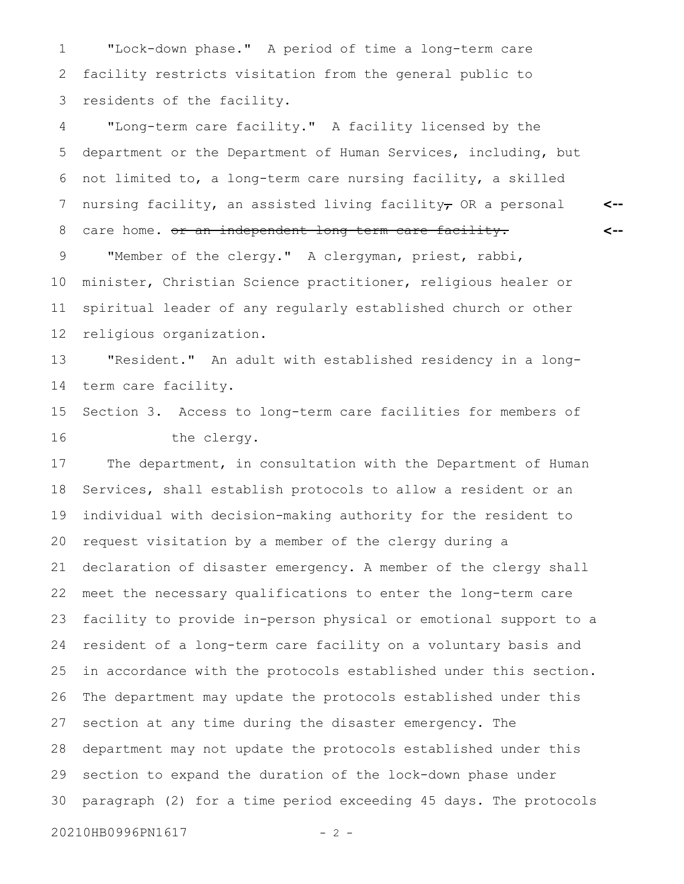"Lock-down phase." A period of time a long-term care facility restricts visitation from the general public to residents of the facility.

"Long-term care facility." A facility licensed by the department or the Department of Human Services, including, but not limited to, a long-term care nursing facility, a skilled nursing facility, an assisted living facility~~,~~ OR a personal care home. ~~or an independent long-term care facility.~~

"Member of the clergy." A clergyman, priest, rabbi, minister, Christian Science practitioner, religious healer or spiritual leader of any regularly established church or other religious organization.

"Resident." An adult with established residency in a long-term care facility.

Section 3. Access to long-term care facilities for members of the clergy.

The department, in consultation with the Department of Human Services, shall establish protocols to allow a resident or an individual with decision-making authority for the resident to request visitation by a member of the clergy during a declaration of disaster emergency. A member of the clergy shall meet the necessary qualifications to enter the long-term care facility to provide in-person physical or emotional support to a resident of a long-term care facility on a voluntary basis and in accordance with the protocols established under this section. The department may update the protocols established under this section at any time during the disaster emergency. The department may not update the protocols established under this section to expand the duration of the lock-down phase under paragraph (2) for a time period exceeding 45 days. The protocols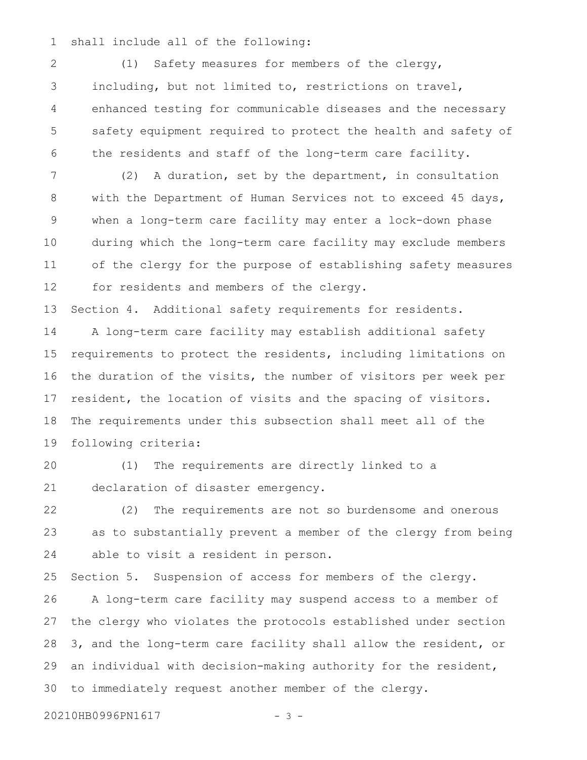shall include all of the following:

(1) Safety measures for members of the clergy, including, but not limited to, restrictions on travel, enhanced testing for communicable diseases and the necessary safety equipment required to protect the health and safety of the residents and staff of the long-term care facility.

(2) A duration, set by the department, in consultation with the Department of Human Services not to exceed 45 days, when a long-term care facility may enter a lock-down phase during which the long-term care facility may exclude members of the clergy for the purpose of establishing safety measures for residents and members of the clergy.

Section 4. Additional safety requirements for residents.

A long-term care facility may establish additional safety requirements to protect the residents, including limitations on the duration of the visits, the number of visitors per week per resident, the location of visits and the spacing of visitors. The requirements under this subsection shall meet all of the following criteria:

(1) The requirements are directly linked to a declaration of disaster emergency.

(2) The requirements are not so burdensome and onerous as to substantially prevent a member of the clergy from being able to visit a resident in person.

Section 5. Suspension of access for members of the clergy.

A long-term care facility may suspend access to a member of the clergy who violates the protocols established under section 3, and the long-term care facility shall allow the resident, or an individual with decision-making authority for the resident, to immediately request another member of the clergy.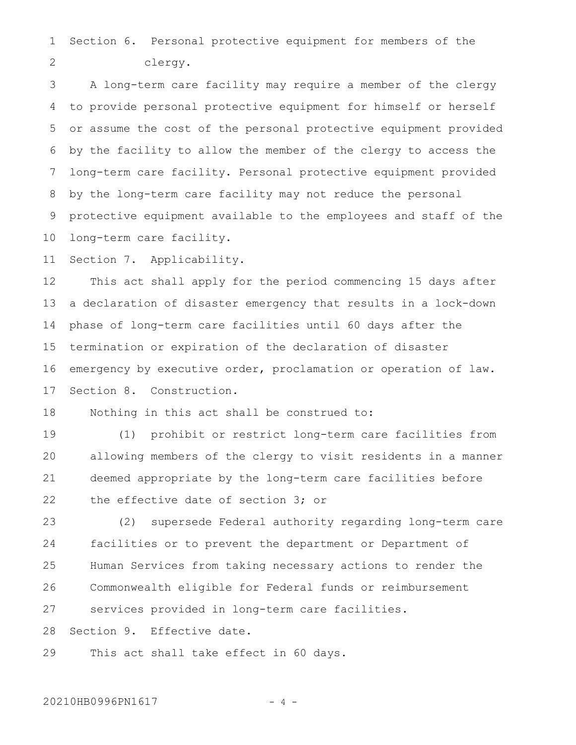Section 6. Personal protective equipment for members of the clergy.

A long-term care facility may require a member of the clergy to provide personal protective equipment for himself or herself or assume the cost of the personal protective equipment provided by the facility to allow the member of the clergy to access the long-term care facility. Personal protective equipment provided by the long-term care facility may not reduce the personal protective equipment available to the employees and staff of the long-term care facility.

Section 7. Applicability.

This act shall apply for the period commencing 15 days after a declaration of disaster emergency that results in a lock-down phase of long-term care facilities until 60 days after the termination or expiration of the declaration of disaster emergency by executive order, proclamation or operation of law.

Section 8. Construction.

Nothing in this act shall be construed to:

(1) prohibit or restrict long-term care facilities from allowing members of the clergy to visit residents in a manner deemed appropriate by the long-term care facilities before the effective date of section 3; or

(2) supersede Federal authority regarding long-term care facilities or to prevent the department or Department of Human Services from taking necessary actions to render the Commonwealth eligible for Federal funds or reimbursement services provided in long-term care facilities.

Section 9. Effective date.

This act shall take effect in 60 days.